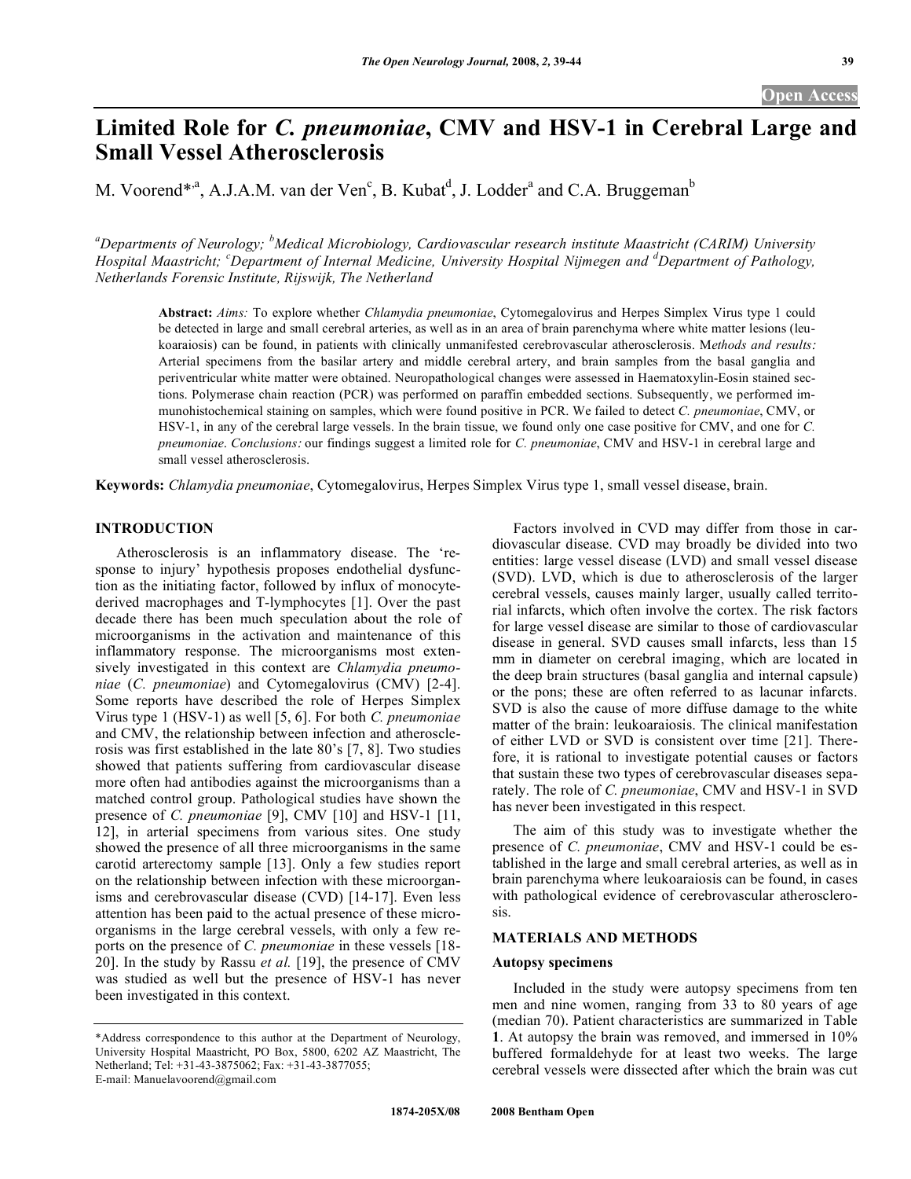Open Access

# Limited Role for *C. pneumoniae*, CMV and HSV-1 in Cerebral Large and Small Vessel Atherosclerosis

M. Voorend*[,a], A.J.A.M. van der Ven[c], B. Kubat[d], J. Lodder[a] and C.A. Bruggeman[b]

[a]Departments of Neurology; [b]Medical Microbiology, Cardiovascular research institute Maastricht (CARIM) University Hospital Maastricht; [c]Department of Internal Medicine, University Hospital Nijmegen and [d]Department of Pathology, Netherlands Forensic Institute, Rijswijk, The Netherland

**Abstract:** *Aims:* To explore whether *Chlamydia pneumoniae*, Cytomegalovirus and Herpes Simplex Virus type 1 could be detected in large and small cerebral arteries, as well as in an area of brain parenchyma where white matter lesions (leukoaraiosis) can be found, in patients with clinically unmanifested cerebrovascular atherosclerosis. *Methods and results:* Arterial specimens from the basilar artery and middle cerebral artery, and brain samples from the basal ganglia and periventricular white matter were obtained. Neuropathological changes were assessed in Haematoxylin-Eosin stained sections. Polymerase chain reaction (PCR) was performed on paraffin embedded sections. Subsequently, we performed immunohistochemical staining on samples, which were found positive in PCR. We failed to detect *C. pneumoniae*, CMV, or HSV-1, in any of the cerebral large vessels. In the brain tissue, we found only one case positive for CMV, and one for *C. pneumoniae*. *Conclusions:* our findings suggest a limited role for *C. pneumoniae*, CMV and HSV-1 in cerebral large and small vessel atherosclerosis.

**Keywords:** *Chlamydia pneumoniae*, Cytomegalovirus, Herpes Simplex Virus type 1, small vessel disease, brain.

## INTRODUCTION

Atherosclerosis is an inflammatory disease. The 'response to injury' hypothesis proposes endothelial dysfunction as the initiating factor, followed by influx of monocyte-derived macrophages and T-lymphocytes [1]. Over the past decade there has been much speculation about the role of microorganisms in the activation and maintenance of this inflammatory response. The microorganisms most extensively investigated in this context are *Chlamydia pneumoniae* (*C. pneumoniae*) and Cytomegalovirus (CMV) [2-4]. Some reports have described the role of Herpes Simplex Virus type 1 (HSV-1) as well [5, 6]. For both *C. pneumoniae* and CMV, the relationship between infection and atherosclerosis was first established in the late 80's [7, 8]. Two studies showed that patients suffering from cardiovascular disease more often had antibodies against the microorganisms than a matched control group. Pathological studies have shown the presence of *C. pneumoniae* [9], CMV [10] and HSV-1 [11, 12], in arterial specimens from various sites. One study showed the presence of all three microorganisms in the same carotid arterectomy sample [13]. Only a few studies report on the relationship between infection with these microorganisms and cerebrovascular disease (CVD) [14-17]. Even less attention has been paid to the actual presence of these microorganisms in the large cerebral vessels, with only a few reports on the presence of *C. pneumoniae* in these vessels [18-20]. In the study by Rassu *et al.* [19], the presence of CMV was studied as well but the presence of HSV-1 has never been investigated in this context.

Factors involved in CVD may differ from those in cardiovascular disease. CVD may broadly be divided into two entities: large vessel disease (LVD) and small vessel disease (SVD). LVD, which is due to atherosclerosis of the larger cerebral vessels, causes mainly larger, usually called territorial infarcts, which often involve the cortex. The risk factors for large vessel disease are similar to those of cardiovascular disease in general. SVD causes small infarcts, less than 15 mm in diameter on cerebral imaging, which are located in the deep brain structures (basal ganglia and internal capsule) or the pons; these are often referred to as lacunar infarcts. SVD is also the cause of more diffuse damage to the white matter of the brain: leukoaraiosis. The clinical manifestation of either LVD or SVD is consistent over time [21]. Therefore, it is rational to investigate potential causes or factors that sustain these two types of cerebrovascular diseases separately. The role of *C. pneumoniae*, CMV and HSV-1 in SVD has never been investigated in this respect.

The aim of this study was to investigate whether the presence of *C. pneumoniae*, CMV and HSV-1 could be established in the large and small cerebral arteries, as well as in brain parenchyma where leukoaraiosis can be found, in cases with pathological evidence of cerebrovascular atherosclerosis.

## MATERIALS AND METHODS

### Autopsy specimens

Included in the study were autopsy specimens from ten men and nine women, ranging from 33 to 80 years of age (median 70). Patient characteristics are summarized in Table **1**. At autopsy the brain was removed, and immersed in 10% buffered formaldehyde for at least two weeks. The large cerebral vessels were dissected after which the brain was cut

*Address correspondence to this author at the Department of Neurology, University Hospital Maastricht, PO Box, 5800, 6202 AZ Maastricht, The Netherland; Tel: +31-43-3875062; Fax: +31-43-3877055; E-mail: Manuelavoorend@gmail.com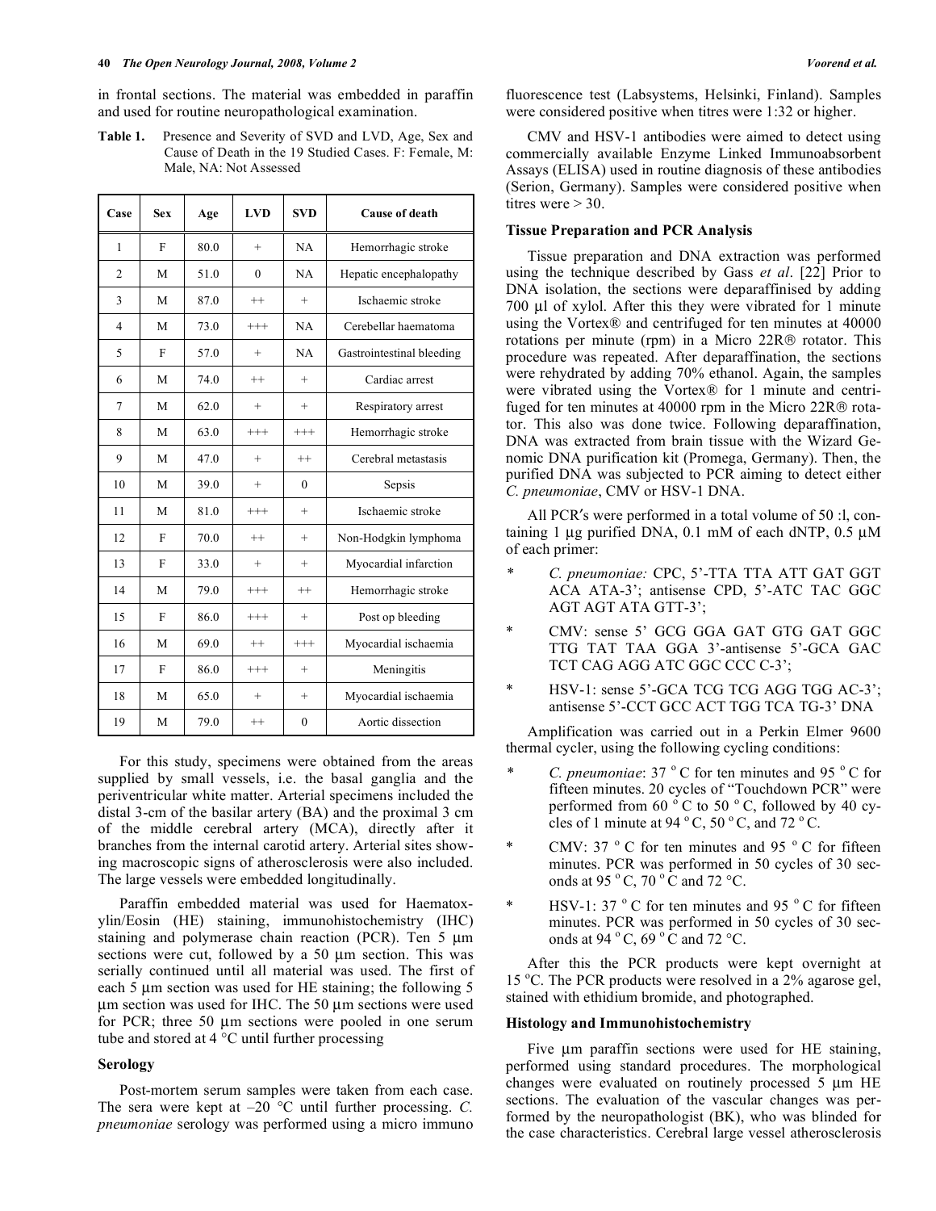in frontal sections. The material was embedded in paraffin and used for routine neuropathological examination.

**Table 1.** Presence and Severity of SVD and LVD, Age, Sex and Cause of Death in the 19 Studied Cases. F: Female, M: Male, NA: Not Assessed

| Case | Sex | Age | LVD | SVD | Cause of death |
|---|---|---|---|---|---|
| 1 | F | 80.0 | + | NA | Hemorrhagic stroke |
| 2 | M | 51.0 | 0 | NA | Hepatic encephalopathy |
| 3 | M | 87.0 | ++ | + | Ischaemic stroke |
| 4 | M | 73.0 | +++ | NA | Cerebellar haematoma |
| 5 | F | 57.0 | + | NA | Gastrointestinal bleeding |
| 6 | M | 74.0 | ++ | + | Cardiac arrest |
| 7 | M | 62.0 | + | + | Respiratory arrest |
| 8 | M | 63.0 | +++ | +++ | Hemorrhagic stroke |
| 9 | M | 47.0 | + | ++ | Cerebral metastasis |
| 10 | M | 39.0 | + | 0 | Sepsis |
| 11 | M | 81.0 | +++ | + | Ischaemic stroke |
| 12 | F | 70.0 | ++ | + | Non-Hodgkin lymphoma |
| 13 | F | 33.0 | + | + | Myocardial infarction |
| 14 | M | 79.0 | +++ | ++ | Hemorrhagic stroke |
| 15 | F | 86.0 | +++ | + | Post op bleeding |
| 16 | M | 69.0 | ++ | +++ | Myocardial ischaemia |
| 17 | F | 86.0 | +++ | + | Meningitis |
| 18 | M | 65.0 | + | + | Myocardial ischaemia |
| 19 | M | 79.0 | ++ | 0 | Aortic dissection |

For this study, specimens were obtained from the areas supplied by small vessels, i.e. the basal ganglia and the periventricular white matter. Arterial specimens included the distal 3-cm of the basilar artery (BA) and the proximal 3 cm of the middle cerebral artery (MCA), directly after it branches from the internal carotid artery. Arterial sites showing macroscopic signs of atherosclerosis were also included. The large vessels were embedded longitudinally.

Paraffin embedded material was used for Haematoxylin/Eosin (HE) staining, immunohistochemistry (IHC) staining and polymerase chain reaction (PCR). Ten 5 µm sections were cut, followed by a 50 µm section. This was serially continued until all material was used. The first of each 5 µm section was used for HE staining; the following 5 µm section was used for IHC. The 50 µm sections were used for PCR; three 50 µm sections were pooled in one serum tube and stored at 4 °C until further processing

### Serology

Post-mortem serum samples were taken from each case. The sera were kept at –20 °C until further processing. *C. pneumoniae* serology was performed using a micro immuno fluorescence test (Labsystems, Helsinki, Finland). Samples were considered positive when titres were 1:32 or higher.

CMV and HSV-1 antibodies were aimed to detect using commercially available Enzyme Linked Immunoabsorbent Assays (ELISA) used in routine diagnosis of these antibodies (Serion, Germany). Samples were considered positive when titres were > 30.

### Tissue Preparation and PCR Analysis

Tissue preparation and DNA extraction was performed using the technique described by Gass *et al*. [22] Prior to DNA isolation, the sections were deparaffinised by adding 700 µl of xylol. After this they were vibrated for 1 minute using the Vortex® and centrifuged for ten minutes at 40000 rotations per minute (rpm) in a Micro 22R® rotator. This procedure was repeated. After deparaffination, the sections were rehydrated by adding 70% ethanol. Again, the samples were vibrated using the Vortex® for 1 minute and centrifuged for ten minutes at 40000 rpm in the Micro 22R® rotator. This also was done twice. Following deparaffination, DNA was extracted from brain tissue with the Wizard Genomic DNA purification kit (Promega, Germany). Then, the purified DNA was subjected to PCR aiming to detect either *C. pneumoniae*, CMV or HSV-1 DNA.

All PCR′s were performed in a total volume of 50 :l, containing 1 µg purified DNA, 0.1 mM of each dNTP, 0.5 µM of each primer:

- *C. pneumoniae:* CPC, 5'-TTA TTA ATT GAT GGT ACA ATA-3'; antisense CPD, 5'-ATC TAC GGC AGT AGT ATA GTT-3';
- CMV: sense 5' GCG GGA GAT GTG GAT GGC TTG TAT TAA GGA 3'-antisense 5'-GCA GAC TCT CAG AGG ATC GGC CCC C-3';
- HSV-1: sense 5'-GCA TCG TCG AGG TGG AC-3'; antisense 5'-CCT GCC ACT TGG TCA TG-3' DNA

Amplification was carried out in a Perkin Elmer 9600 thermal cycler, using the following cycling conditions:

- *C. pneumoniae*: 37 °C for ten minutes and 95 °C for fifteen minutes. 20 cycles of "Touchdown PCR" were performed from 60 °C to 50 °C, followed by 40 cycles of 1 minute at 94 °C, 50 °C, and 72 °C.
- CMV: 37 °C for ten minutes and 95 °C for fifteen minutes. PCR was performed in 50 cycles of 30 seconds at 95 °C, 70 °C and 72 °C.
- HSV-1: 37 °C for ten minutes and 95 °C for fifteen minutes. PCR was performed in 50 cycles of 30 seconds at 94 °C, 69 °C and 72 °C.

After this the PCR products were kept overnight at 15 °C. The PCR products were resolved in a 2% agarose gel, stained with ethidium bromide, and photographed.

### Histology and Immunohistochemistry

Five µm paraffin sections were used for HE staining, performed using standard procedures. The morphological changes were evaluated on routinely processed 5 µm HE sections. The evaluation of the vascular changes was performed by the neuropathologist (BK), who was blinded for the case characteristics. Cerebral large vessel atherosclerosis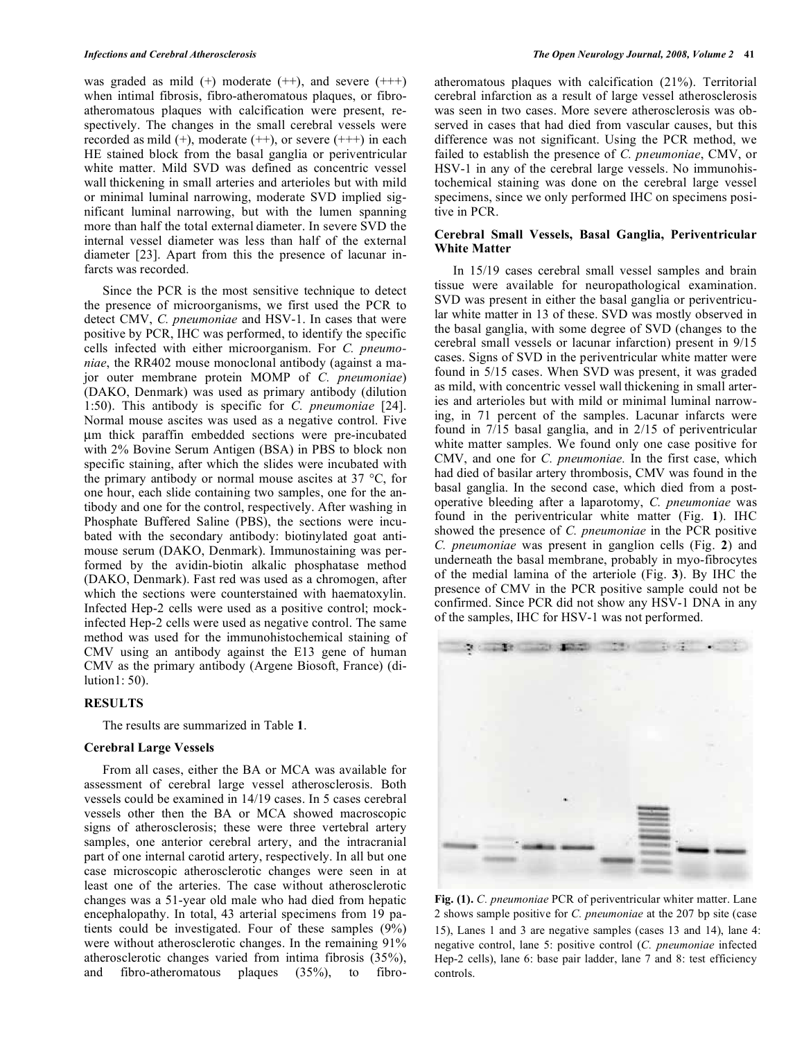was graded as mild (+) moderate (++), and severe (+++) when intimal fibrosis, fibro-atheromatous plaques, or fibro-atheromatous plaques with calcification were present, respectively. The changes in the small cerebral vessels were recorded as mild (+), moderate (++), or severe (+++) in each HE stained block from the basal ganglia or periventricular white matter. Mild SVD was defined as concentric vessel wall thickening in small arteries and arterioles but with mild or minimal luminal narrowing, moderate SVD implied significant luminal narrowing, but with the lumen spanning more than half the total external diameter. In severe SVD the internal vessel diameter was less than half of the external diameter [23]. Apart from this the presence of lacunar infarcts was recorded.

Since the PCR is the most sensitive technique to detect the presence of microorganisms, we first used the PCR to detect CMV, *C. pneumoniae* and HSV-1. In cases that were positive by PCR, IHC was performed, to identify the specific cells infected with either microorganism. For *C. pneumoniae*, the RR402 mouse monoclonal antibody (against a major outer membrane protein MOMP of *C. pneumoniae*) (DAKO, Denmark) was used as primary antibody (dilution 1:50). This antibody is specific for *C. pneumoniae* [24]. Normal mouse ascites was used as a negative control. Five μm thick paraffin embedded sections were pre-incubated with 2% Bovine Serum Antigen (BSA) in PBS to block non specific staining, after which the slides were incubated with the primary antibody or normal mouse ascites at 37 °C, for one hour, each slide containing two samples, one for the antibody and one for the control, respectively. After washing in Phosphate Buffered Saline (PBS), the sections were incubated with the secondary antibody: biotinylated goat anti-mouse serum (DAKO, Denmark). Immunostaining was performed by the avidin-biotin alkalic phosphatase method (DAKO, Denmark). Fast red was used as a chromogen, after which the sections were counterstained with haematoxylin. Infected Hep-2 cells were used as a positive control; mock-infected Hep-2 cells were used as negative control. The same method was used for the immunohistochemical staining of CMV using an antibody against the E13 gene of human CMV as the primary antibody (Argene Biosoft, France) (dilution1: 50).

## RESULTS

The results are summarized in Table **1**.

### Cerebral Large Vessels

From all cases, either the BA or MCA was available for assessment of cerebral large vessel atherosclerosis. Both vessels could be examined in 14/19 cases. In 5 cases cerebral vessels other then the BA or MCA showed macroscopic signs of atherosclerosis; these were three vertebral artery samples, one anterior cerebral artery, and the intracranial part of one internal carotid artery, respectively. In all but one case microscopic atherosclerotic changes were seen in at least one of the arteries. The case without atherosclerotic changes was a 51-year old male who had died from hepatic encephalopathy. In total, 43 arterial specimens from 19 patients could be investigated. Four of these samples (9%) were without atherosclerotic changes. In the remaining 91% atherosclerotic changes varied from intima fibrosis (35%), and fibro-atheromatous plaques (35%), to fibro-atheromatous plaques with calcification (21%). Territorial cerebral infarction as a result of large vessel atherosclerosis was seen in two cases. More severe atherosclerosis was observed in cases that had died from vascular causes, but this difference was not significant. Using the PCR method, we failed to establish the presence of *C. pneumoniae*, CMV, or HSV-1 in any of the cerebral large vessels. No immunohistochemical staining was done on the cerebral large vessel specimens, since we only performed IHC on specimens positive in PCR.

### Cerebral Small Vessels, Basal Ganglia, Periventricular White Matter

In 15/19 cases cerebral small vessel samples and brain tissue were available for neuropathological examination. SVD was present in either the basal ganglia or periventricular white matter in 13 of these. SVD was mostly observed in the basal ganglia, with some degree of SVD (changes to the cerebral small vessels or lacunar infarction) present in 9/15 cases. Signs of SVD in the periventricular white matter were found in 5/15 cases. When SVD was present, it was graded as mild, with concentric vessel wall thickening in small arteries and arterioles but with mild or minimal luminal narrowing, in 71 percent of the samples. Lacunar infarcts were found in 7/15 basal ganglia, and in 2/15 of periventricular white matter samples. We found only one case positive for CMV, and one for *C. pneumoniae.* In the first case, which had died of basilar artery thrombosis, CMV was found in the basal ganglia. In the second case, which died from a post-operative bleeding after a laparotomy, *C. pneumoniae* was found in the periventricular white matter (Fig. **1**). IHC showed the presence of *C. pneumoniae* in the PCR positive *C. pneumoniae* was present in ganglion cells (Fig. **2**) and underneath the basal membrane, probably in myo-fibrocytes of the medial lamina of the arteriole (Fig. **3**). By IHC the presence of CMV in the PCR positive sample could not be confirmed. Since PCR did not show any HSV-1 DNA in any of the samples, IHC for HSV-1 was not performed.

**Fig. (1).** *C. pneumoniae* PCR of periventricular whiter matter. Lane 2 shows sample positive for *C. pneumoniae* at the 207 bp site (case 15), Lanes 1 and 3 are negative samples (cases 13 and 14), lane 4: negative control, lane 5: positive control (*C. pneumoniae* infected Hep-2 cells), lane 6: base pair ladder, lane 7 and 8: test efficiency controls.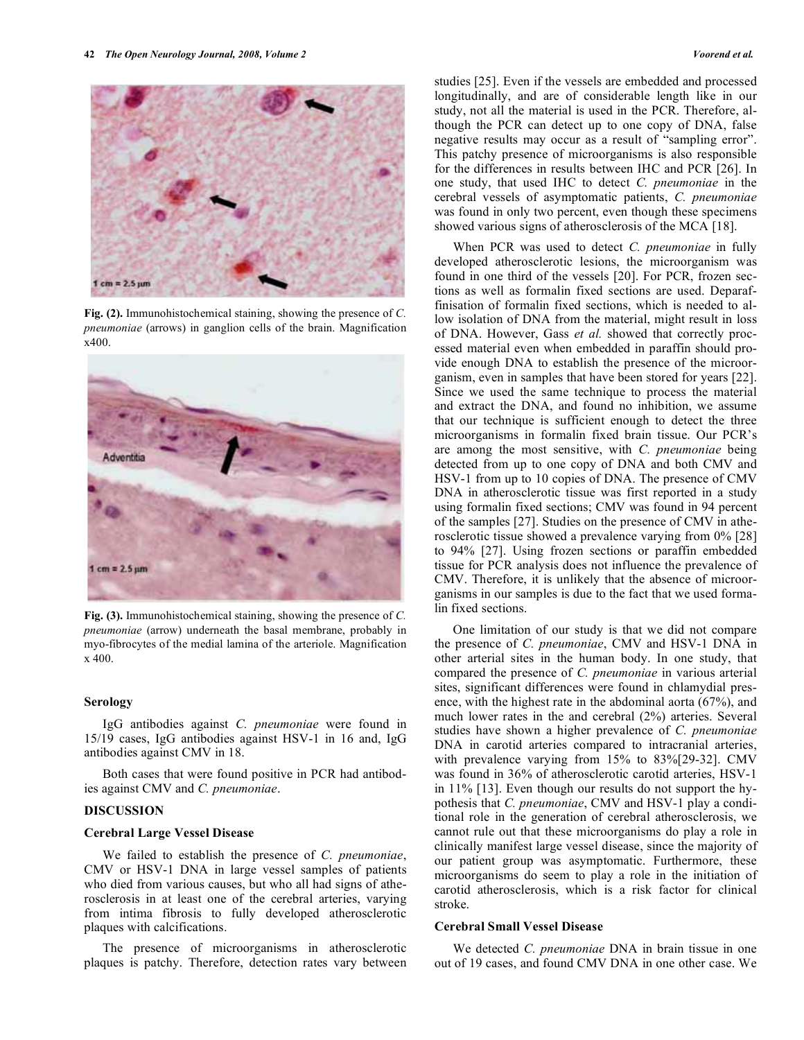Fig. (2). Immunohistochemical staining, showing the presence of *C. pneumoniae* (arrows) in ganglion cells of the brain. Magnification x400.

Fig. (3). Immunohistochemical staining, showing the presence of *C. pneumoniae* (arrow) underneath the basal membrane, probably in myo-fibrocytes of the medial lamina of the arteriole. Magnification x 400.

### Serology

IgG antibodies against *C. pneumoniae* were found in 15/19 cases, IgG antibodies against HSV-1 in 16 and, IgG antibodies against CMV in 18.

Both cases that were found positive in PCR had antibodies against CMV and *C. pneumoniae*.

## DISCUSSION

### Cerebral Large Vessel Disease

We failed to establish the presence of *C. pneumoniae*, CMV or HSV-1 DNA in large vessel samples of patients who died from various causes, but who all had signs of atherosclerosis in at least one of the cerebral arteries, varying from intima fibrosis to fully developed atherosclerotic plaques with calcifications.

The presence of microorganisms in atherosclerotic plaques is patchy. Therefore, detection rates vary between studies [25]. Even if the vessels are embedded and processed longitudinally, and are of considerable length like in our study, not all the material is used in the PCR. Therefore, although the PCR can detect up to one copy of DNA, false negative results may occur as a result of "sampling error". This patchy presence of microorganisms is also responsible for the differences in results between IHC and PCR [26]. In one study, that used IHC to detect *C. pneumoniae* in the cerebral vessels of asymptomatic patients, *C. pneumoniae* was found in only two percent, even though these specimens showed various signs of atherosclerosis of the MCA [18].

When PCR was used to detect *C. pneumoniae* in fully developed atherosclerotic lesions, the microorganism was found in one third of the vessels [20]. For PCR, frozen sections as well as formalin fixed sections are used. Deparaffinisation of formalin fixed sections, which is needed to allow isolation of DNA from the material, might result in loss of DNA. However, Gass *et al.* showed that correctly processed material even when embedded in paraffin should provide enough DNA to establish the presence of the microorganism, even in samples that have been stored for years [22]. Since we used the same technique to process the material and extract the DNA, and found no inhibition, we assume that our technique is sufficient enough to detect the three microorganisms in formalin fixed brain tissue. Our PCR's are among the most sensitive, with *C. pneumoniae* being detected from up to one copy of DNA and both CMV and HSV-1 from up to 10 copies of DNA. The presence of CMV DNA in atherosclerotic tissue was first reported in a study using formalin fixed sections; CMV was found in 94 percent of the samples [27]. Studies on the presence of CMV in atherosclerotic tissue showed a prevalence varying from 0% [28] to 94% [27]. Using frozen sections or paraffin embedded tissue for PCR analysis does not influence the prevalence of CMV. Therefore, it is unlikely that the absence of microorganisms in our samples is due to the fact that we used formalin fixed sections.

One limitation of our study is that we did not compare the presence of *C. pneumoniae*, CMV and HSV-1 DNA in other arterial sites in the human body. In one study, that compared the presence of *C. pneumoniae* in various arterial sites, significant differences were found in chlamydial presence, with the highest rate in the abdominal aorta (67%), and much lower rates in the and cerebral (2%) arteries. Several studies have shown a higher prevalence of *C. pneumoniae* DNA in carotid arteries compared to intracranial arteries, with prevalence varying from 15% to 83%[29-32]. CMV was found in 36% of atherosclerotic carotid arteries, HSV-1 in 11% [13]. Even though our results do not support the hypothesis that *C. pneumoniae*, CMV and HSV-1 play a conditional role in the generation of cerebral atherosclerosis, we cannot rule out that these microorganisms do play a role in clinically manifest large vessel disease, since the majority of our patient group was asymptomatic. Furthermore, these microorganisms do seem to play a role in the initiation of carotid atherosclerosis, which is a risk factor for clinical stroke.

### Cerebral Small Vessel Disease

We detected *C. pneumoniae* DNA in brain tissue in one out of 19 cases, and found CMV DNA in one other case. We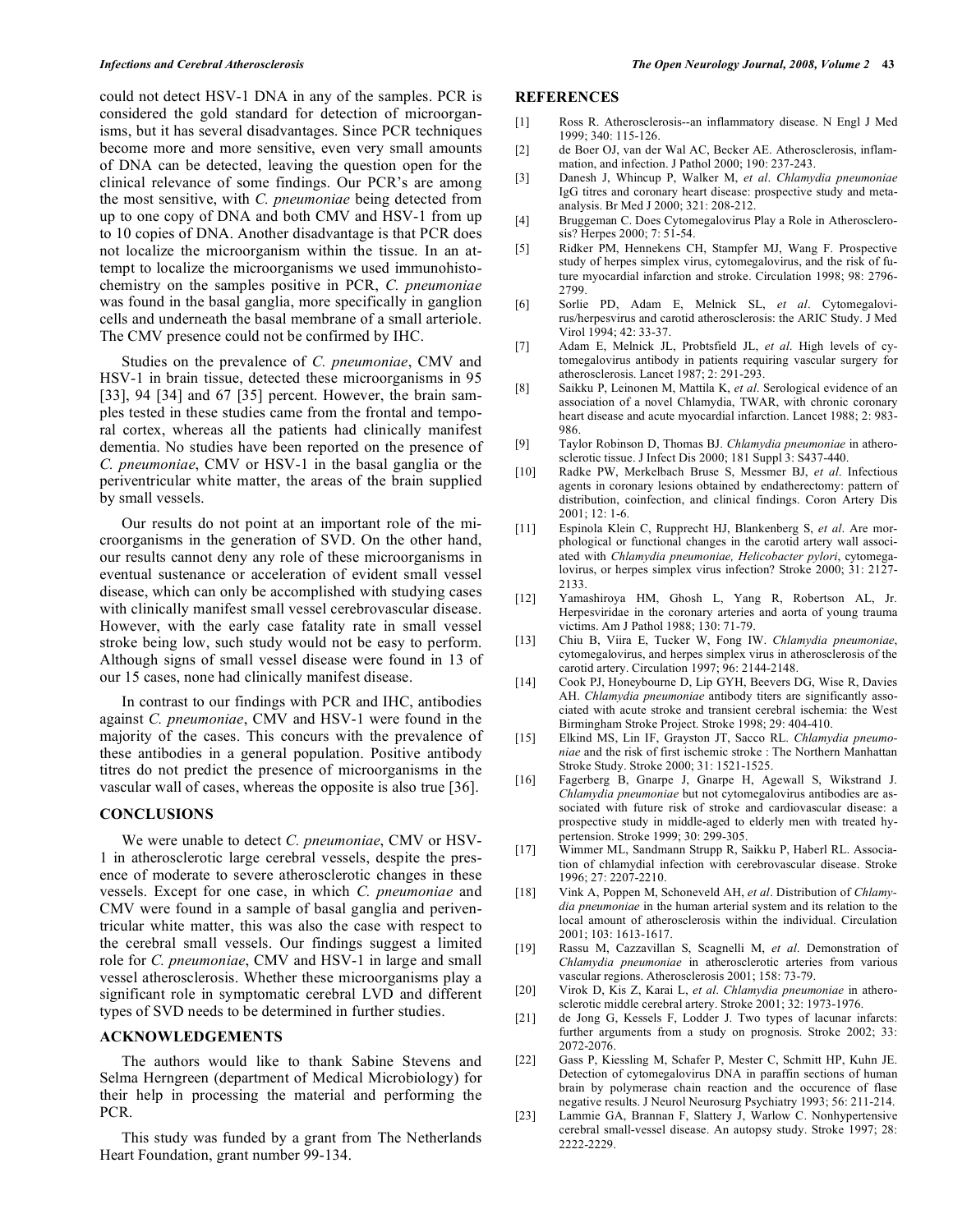could not detect HSV-1 DNA in any of the samples. PCR is considered the gold standard for detection of microorganisms, but it has several disadvantages. Since PCR techniques become more and more sensitive, even very small amounts of DNA can be detected, leaving the question open for the clinical relevance of some findings. Our PCR's are among the most sensitive, with *C. pneumoniae* being detected from up to one copy of DNA and both CMV and HSV-1 from up to 10 copies of DNA. Another disadvantage is that PCR does not localize the microorganism within the tissue. In an attempt to localize the microorganisms we used immunohistochemistry on the samples positive in PCR, *C. pneumoniae* was found in the basal ganglia, more specifically in ganglion cells and underneath the basal membrane of a small arteriole. The CMV presence could not be confirmed by IHC.

Studies on the prevalence of *C. pneumoniae*, CMV and HSV-1 in brain tissue, detected these microorganisms in 95 [33], 94 [34] and 67 [35] percent. However, the brain samples tested in these studies came from the frontal and temporal cortex, whereas all the patients had clinically manifest dementia. No studies have been reported on the presence of *C. pneumoniae*, CMV or HSV-1 in the basal ganglia or the periventricular white matter, the areas of the brain supplied by small vessels.

Our results do not point at an important role of the microorganisms in the generation of SVD. On the other hand, our results cannot deny any role of these microorganisms in eventual sustenance or acceleration of evident small vessel disease, which can only be accomplished with studying cases with clinically manifest small vessel cerebrovascular disease. However, with the early case fatality rate in small vessel stroke being low, such study would not be easy to perform. Although signs of small vessel disease were found in 13 of our 15 cases, none had clinically manifest disease.

In contrast to our findings with PCR and IHC, antibodies against *C. pneumoniae*, CMV and HSV-1 were found in the majority of the cases. This concurs with the prevalence of these antibodies in a general population. Positive antibody titres do not predict the presence of microorganisms in the vascular wall of cases, whereas the opposite is also true [36].

## CONCLUSIONS

We were unable to detect *C. pneumoniae*, CMV or HSV-1 in atherosclerotic large cerebral vessels, despite the presence of moderate to severe atherosclerotic changes in these vessels. Except for one case, in which *C. pneumoniae* and CMV were found in a sample of basal ganglia and periventricular white matter, this was also the case with respect to the cerebral small vessels. Our findings suggest a limited role for *C. pneumoniae*, CMV and HSV-1 in large and small vessel atherosclerosis. Whether these microorganisms play a significant role in symptomatic cerebral LVD and different types of SVD needs to be determined in further studies.

## ACKNOWLEDGEMENTS

The authors would like to thank Sabine Stevens and Selma Herngreen (department of Medical Microbiology) for their help in processing the material and performing the PCR.

This study was funded by a grant from The Netherlands Heart Foundation, grant number 99-134.

## REFERENCES

[1] Ross R. Atherosclerosis--an inflammatory disease. N Engl J Med 1999; 340: 115-126.

[2] de Boer OJ, van der Wal AC, Becker AE. Atherosclerosis, inflammation, and infection. J Pathol 2000; 190: 237-243.

[3] Danesh J, Whincup P, Walker M, *et al*. *Chlamydia pneumoniae* IgG titres and coronary heart disease: prospective study and meta-analysis. Br Med J 2000; 321: 208-212.

[4] Bruggeman C. Does Cytomegalovirus Play a Role in Atherosclerosis? Herpes 2000; 7: 51-54.

[5] Ridker PM, Hennekens CH, Stampfer MJ, Wang F. Prospective study of herpes simplex virus, cytomegalovirus, and the risk of future myocardial infarction and stroke. Circulation 1998; 98: 2796-2799.

[6] Sorlie PD, Adam E, Melnick SL, *et al*. Cytomegalovirus/herpesvirus and carotid atherosclerosis: the ARIC Study. J Med Virol 1994; 42: 33-37.

[7] Adam E, Melnick JL, Probtsfield JL, *et al*. High levels of cytomegalovirus antibody in patients requiring vascular surgery for atherosclerosis. Lancet 1987; 2: 291-293.

[8] Saikku P, Leinonen M, Mattila K, *et al*. Serological evidence of an association of a novel Chlamydia, TWAR, with chronic coronary heart disease and acute myocardial infarction. Lancet 1988; 2: 983-986.

[9] Taylor Robinson D, Thomas BJ. *Chlamydia pneumoniae* in atherosclerotic tissue. J Infect Dis 2000; 181 Suppl 3: S437-440.

[10] Radke PW, Merkelbach Bruse S, Messmer BJ, *et al*. Infectious agents in coronary lesions obtained by endatherectomy: pattern of distribution, coinfection, and clinical findings. Coron Artery Dis 2001; 12: 1-6.

[11] Espinola Klein C, Rupprecht HJ, Blankenberg S, *et al*. Are morphological or functional changes in the carotid artery wall associated with *Chlamydia pneumoniae, Helicobacter pylori*, cytomegalovirus, or herpes simplex virus infection? Stroke 2000; 31: 2127-2133.

[12] Yamashiroya HM, Ghosh L, Yang R, Robertson AL, Jr. Herpesviridae in the coronary arteries and aorta of young trauma victims. Am J Pathol 1988; 130: 71-79.

[13] Chiu B, Viira E, Tucker W, Fong IW. *Chlamydia pneumoniae*, cytomegalovirus, and herpes simplex virus in atherosclerosis of the carotid artery. Circulation 1997; 96: 2144-2148.

[14] Cook PJ, Honeybourne D, Lip GYH, Beevers DG, Wise R, Davies AH. *Chlamydia pneumoniae* antibody titers are significantly associated with acute stroke and transient cerebral ischemia: the West Birmingham Stroke Project. Stroke 1998; 29: 404-410.

[15] Elkind MS, Lin IF, Grayston JT, Sacco RL. *Chlamydia pneumoniae* and the risk of first ischemic stroke : The Northern Manhattan Stroke Study. Stroke 2000; 31: 1521-1525.

[16] Fagerberg B, Gnarpe J, Gnarpe H, Agewall S, Wikstrand J. *Chlamydia pneumoniae* but not cytomegalovirus antibodies are associated with future risk of stroke and cardiovascular disease: a prospective study in middle-aged to elderly men with treated hypertension. Stroke 1999; 30: 299-305.

[17] Wimmer ML, Sandmann Strupp R, Saikku P, Haberl RL. Association of chlamydial infection with cerebrovascular disease. Stroke 1996; 27: 2207-2210.

[18] Vink A, Poppen M, Schoneveld AH, *et al*. Distribution of *Chlamydia pneumoniae* in the human arterial system and its relation to the local amount of atherosclerosis within the individual. Circulation 2001; 103: 1613-1617.

[19] Rassu M, Cazzavillan S, Scagnelli M, *et al*. Demonstration of *Chlamydia pneumoniae* in atherosclerotic arteries from various vascular regions. Atherosclerosis 2001; 158: 73-79.

[20] Virok D, Kis Z, Karai L, *et al*. *Chlamydia pneumoniae* in atherosclerotic middle cerebral artery. Stroke 2001; 32: 1973-1976.

[21] de Jong G, Kessels F, Lodder J. Two types of lacunar infarcts: further arguments from a study on prognosis. Stroke 2002; 33: 2072-2076.

[22] Gass P, Kiessling M, Schafer P, Mester C, Schmitt HP, Kuhn JE. Detection of cytomegalovirus DNA in paraffin sections of human brain by polymerase chain reaction and the occurence of flase negative results. J Neurol Neurosurg Psychiatry 1993; 56: 211-214.

[23] Lammie GA, Brannan F, Slattery J, Warlow C. Nonhypertensive cerebral small-vessel disease. An autopsy study. Stroke 1997; 28: 2222-2229.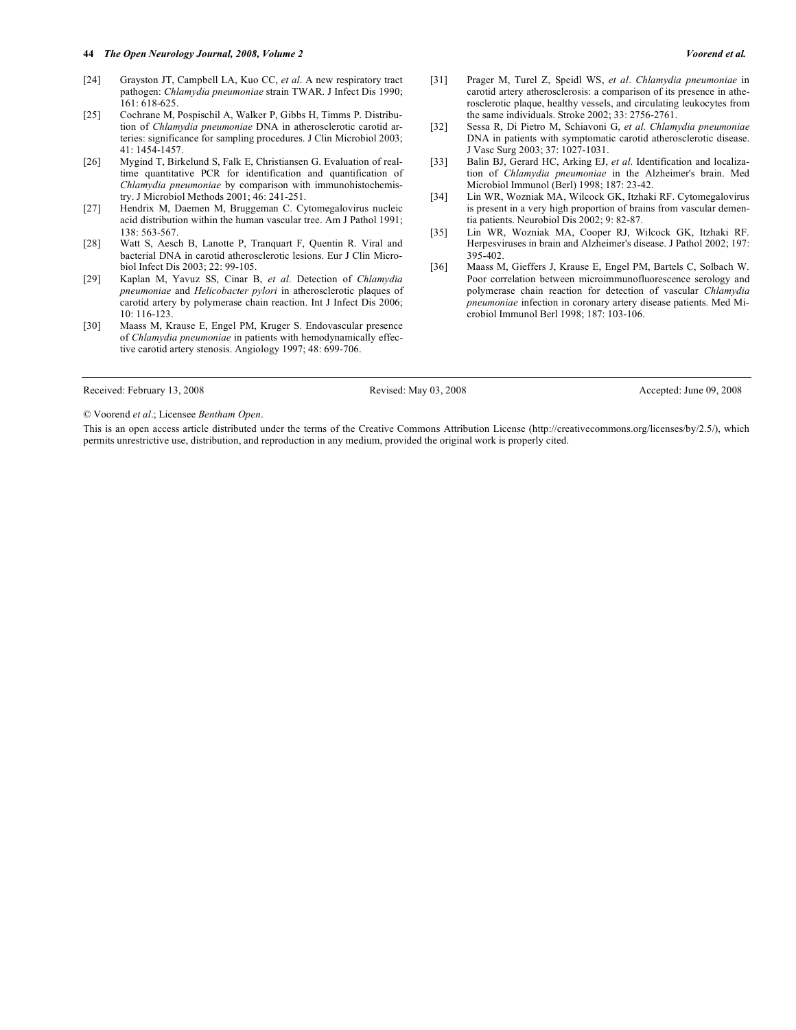[24] Grayston JT, Campbell LA, Kuo CC, *et al*. A new respiratory tract pathogen: *Chlamydia pneumoniae* strain TWAR. J Infect Dis 1990; 161: 618-625.

[25] Cochrane M, Pospischil A, Walker P, Gibbs H, Timms P. Distribution of *Chlamydia pneumoniae* DNA in atherosclerotic carotid arteries: significance for sampling procedures. J Clin Microbiol 2003; 41: 1454-1457.

[26] Mygind T, Birkelund S, Falk E, Christiansen G. Evaluation of real-time quantitative PCR for identification and quantification of *Chlamydia pneumoniae* by comparison with immunohistochemistry. J Microbiol Methods 2001; 46: 241-251.

[27] Hendrix M, Daemen M, Bruggeman C. Cytomegalovirus nucleic acid distribution within the human vascular tree. Am J Pathol 1991; 138: 563-567.

[28] Watt S, Aesch B, Lanotte P, Tranquart F, Quentin R. Viral and bacterial DNA in carotid atherosclerotic lesions. Eur J Clin Microbiol Infect Dis 2003; 22: 99-105.

[29] Kaplan M, Yavuz SS, Cinar B, *et al*. Detection of *Chlamydia pneumoniae* and *Helicobacter pylori* in atherosclerotic plaques of carotid artery by polymerase chain reaction. Int J Infect Dis 2006; 10: 116-123.

[30] Maass M, Krause E, Engel PM, Kruger S. Endovascular presence of *Chlamydia pneumoniae* in patients with hemodynamically effective carotid artery stenosis. Angiology 1997; 48: 699-706.

[31] Prager M, Turel Z, Speidl WS, *et al*. *Chlamydia pneumoniae* in carotid artery atherosclerosis: a comparison of its presence in atherosclerotic plaque, healthy vessels, and circulating leukocytes from the same individuals. Stroke 2002; 33: 2756-2761.

[32] Sessa R, Di Pietro M, Schiavoni G, *et al*. *Chlamydia pneumoniae* DNA in patients with symptomatic carotid atherosclerotic disease. J Vasc Surg 2003; 37: 1027-1031.

[33] Balin BJ, Gerard HC, Arking EJ, *et al*. Identification and localization of *Chlamydia pneumoniae* in the Alzheimer's brain. Med Microbiol Immunol (Berl) 1998; 187: 23-42.

[34] Lin WR, Wozniak MA, Wilcock GK, Itzhaki RF. Cytomegalovirus is present in a very high proportion of brains from vascular dementia patients. Neurobiol Dis 2002; 9: 82-87.

[35] Lin WR, Wozniak MA, Cooper RJ, Wilcock GK, Itzhaki RF. Herpesviruses in brain and Alzheimer's disease. J Pathol 2002; 197: 395-402.

[36] Maass M, Gieffers J, Krause E, Engel PM, Bartels C, Solbach W. Poor correlation between microimmunofluorescence serology and polymerase chain reaction for detection of vascular *Chlamydia pneumoniae* infection in coronary artery disease patients. Med Microbiol Immunol Berl 1998; 187: 103-106.

Received: February 13, 2008 Revised: May 03, 2008 Accepted: June 09, 2008

© Voorend *et al*.; Licensee *Bentham Open*.

This is an open access article distributed under the terms of the Creative Commons Attribution License (http://creativecommons.org/licenses/by/2.5/), which permits unrestrictive use, distribution, and reproduction in any medium, provided the original work is properly cited.